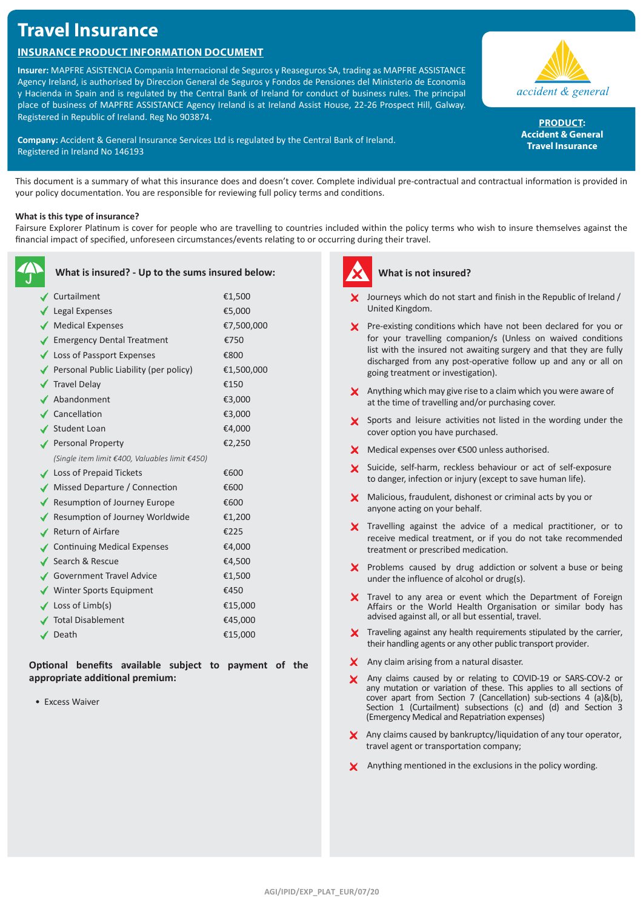# Travel Insurance

## INSURANCE PRODUCT INFORMATION DOCUMENT

**Insurer:** MAPFRE ASISTENCIA Compania Internacional de Seguros y Reaseguros SA, trading as MAPFRE ASSISTANCE Agency Ireland, is authorised by Direccion General de Seguros y Fondos de Pensiones del Ministerio de Economia y Hacienda in Spain and is regulated by the Central Bank of Ireland for conduct of business rules. The principal place of business of MAPFRE ASSISTANCE Agency Ireland is at Ireland Assist House, 22-26 Prospect Hill, Galway. Registered in Republic of Ireland. Reg No 903874.

**Company:** Accident & General Insurance Services Ltd is regulated by the Central Bank of Ireland. Registered in Ireland No 146193

accident & general

**PRODUCT:**
**Accident & General Travel Insurance**

This document is a summary of what this insurance does and doesn't cover. Complete individual pre-contractual and contractual information is provided in your policy documentation. You are responsible for reviewing full policy terms and conditions.

**What is this type of insurance?**

Fairsure Explorer Platinum is cover for people who are travelling to countries included within the policy terms who wish to insure themselves against the financial impact of specified, unforeseen circumstances/events relating to or occurring during their travel.

### What is insured? - Up to the sums insured below:

| Benefit | Sum insured |
|---|---|
| ✓ Curtailment | €1,500 |
| ✓ Legal Expenses | €5,000 |
| ✓ Medical Expenses | €7,500,000 |
| ✓ Emergency Dental Treatment | €750 |
| ✓ Loss of Passport Expenses | €800 |
| ✓ Personal Public Liability (per policy) | €1,500,000 |
| ✓ Travel Delay | €150 |
| ✓ Abandonment | €3,000 |
| ✓ Cancellation | €3,000 |
| ✓ Student Loan | €4,000 |
| ✓ Personal Property | €2,250 |
| *(Single item limit €400, Valuables limit €450)* | |
| ✓ Loss of Prepaid Tickets | €600 |
| ✓ Missed Departure / Connection | €600 |
| ✓ Resumption of Journey Europe | €600 |
| ✓ Resumption of Journey Worldwide | €1,200 |
| ✓ Return of Airfare | €225 |
| ✓ Continuing Medical Expenses | €4,000 |
| ✓ Search & Rescue | €4,500 |
| ✓ Government Travel Advice | €1,500 |
| ✓ Winter Sports Equipment | €450 |
| ✓ Loss of Limb(s) | €15,000 |
| ✓ Total Disablement | €45,000 |
| ✓ Death | €15,000 |

**Optional benefits available subject to payment of the appropriate additional premium:**

- Excess Waiver

### What is not insured?

- ✗ Journeys which do not start and finish in the Republic of Ireland / United Kingdom.
- ✗ Pre-existing conditions which have not been declared for you or for your travelling companion/s (Unless on waived conditions list with the insured not awaiting surgery and that they are fully discharged from any post-operative follow up and any or all on going treatment or investigation).
- ✗ Anything which may give rise to a claim which you were aware of at the time of travelling and/or purchasing cover.
- ✗ Sports and leisure activities not listed in the wording under the cover option you have purchased.
- ✗ Medical expenses over €500 unless authorised.
- ✗ Suicide, self-harm, reckless behaviour or act of self-exposure to danger, infection or injury (except to save human life).
- ✗ Malicious, fraudulent, dishonest or criminal acts by you or anyone acting on your behalf.
- ✗ Travelling against the advice of a medical practitioner, or to receive medical treatment, or if you do not take recommended treatment or prescribed medication.
- ✗ Problems caused by drug addiction or solvent a buse or being under the influence of alcohol or drug(s).
- ✗ Travel to any area or event which the Department of Foreign Affairs or the World Health Organisation or similar body has advised against all, or all but essential, travel.
- ✗ Traveling against any health requirements stipulated by the carrier, their handling agents or any other public transport provider.
- ✗ Any claim arising from a natural disaster.
- ✗ Any claims caused by or relating to COVID-19 or SARS-COV-2 or any mutation or variation of these. This applies to all sections of cover apart from Section 7 (Cancellation) sub-sections 4 (a)&(b), Section 1 (Curtailment) subsections (c) and (d) and Section 3 (Emergency Medical and Repatriation expenses)
- ✗ Any claims caused by bankruptcy/liquidation of any tour operator, travel agent or transportation company;
- ✗ Anything mentioned in the exclusions in the policy wording.

AGI/IPID/EXP_PLAT_EUR/07/20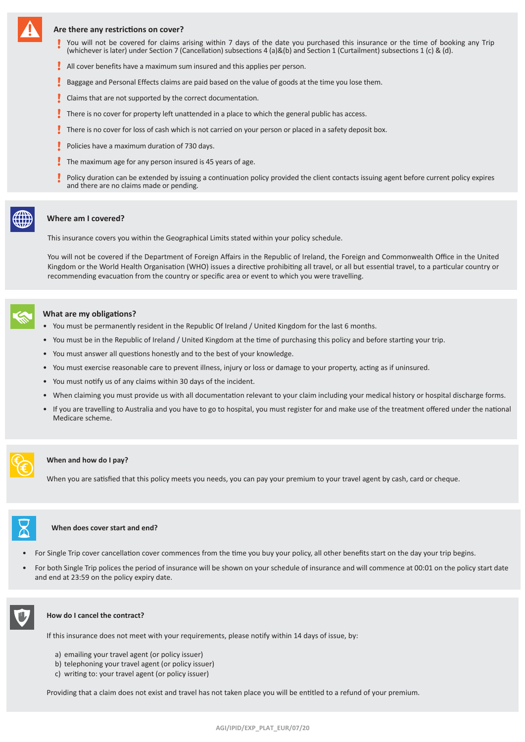## Are there any restrictions on cover?

- You will not be covered for claims arising within 7 days of the date you purchased this insurance or the time of booking any Trip (whichever is later) under Section 7 (Cancellation) subsections 4 (a)&(b) and Section 1 (Curtailment) subsections 1 (c) & (d).
- All cover benefits have a maximum sum insured and this applies per person.
- Baggage and Personal Effects claims are paid based on the value of goods at the time you lose them.
- Claims that are not supported by the correct documentation.
- There is no cover for property left unattended in a place to which the general public has access.
- There is no cover for loss of cash which is not carried on your person or placed in a safety deposit box.
- Policies have a maximum duration of 730 days.
- The maximum age for any person insured is 45 years of age.
- Policy duration can be extended by issuing a continuation policy provided the client contacts issuing agent before current policy expires and there are no claims made or pending.

## Where am I covered?

This insurance covers you within the Geographical Limits stated within your policy schedule.

You will not be covered if the Department of Foreign Affairs in the Republic of Ireland, the Foreign and Commonwealth Office in the United Kingdom or the World Health Organisation (WHO) issues a directive prohibiting all travel, or all but essential travel, to a particular country or recommending evacuation from the country or specific area or event to which you were travelling.

## What are my obligations?

- You must be permanently resident in the Republic Of Ireland / United Kingdom for the last 6 months.
- You must be in the Republic of Ireland / United Kingdom at the time of purchasing this policy and before starting your trip.
- You must answer all questions honestly and to the best of your knowledge.
- You must exercise reasonable care to prevent illness, injury or loss or damage to your property, acting as if uninsured.
- You must notify us of any claims within 30 days of the incident.
- When claiming you must provide us with all documentation relevant to your claim including your medical history or hospital discharge forms.
- If you are travelling to Australia and you have to go to hospital, you must register for and make use of the treatment offered under the national Medicare scheme.

## When and how do I pay?

When you are satisfied that this policy meets you needs, you can pay your premium to your travel agent by cash, card or cheque.

## When does cover start and end?

- For Single Trip cover cancellation cover commences from the time you buy your policy, all other benefits start on the day your trip begins.
- For both Single Trip polices the period of insurance will be shown on your schedule of insurance and will commence at 00:01 on the policy start date and end at 23:59 on the policy expiry date.

## How do I cancel the contract?

If this insurance does not meet with your requirements, please notify within 14 days of issue, by:

a) emailing your travel agent (or policy issuer)
b) telephoning your travel agent (or policy issuer)
c) writing to: your travel agent (or policy issuer)

Providing that a claim does not exist and travel has not taken place you will be entitled to a refund of your premium.

AGI/IPID/EXP_PLAT_EUR/07/20